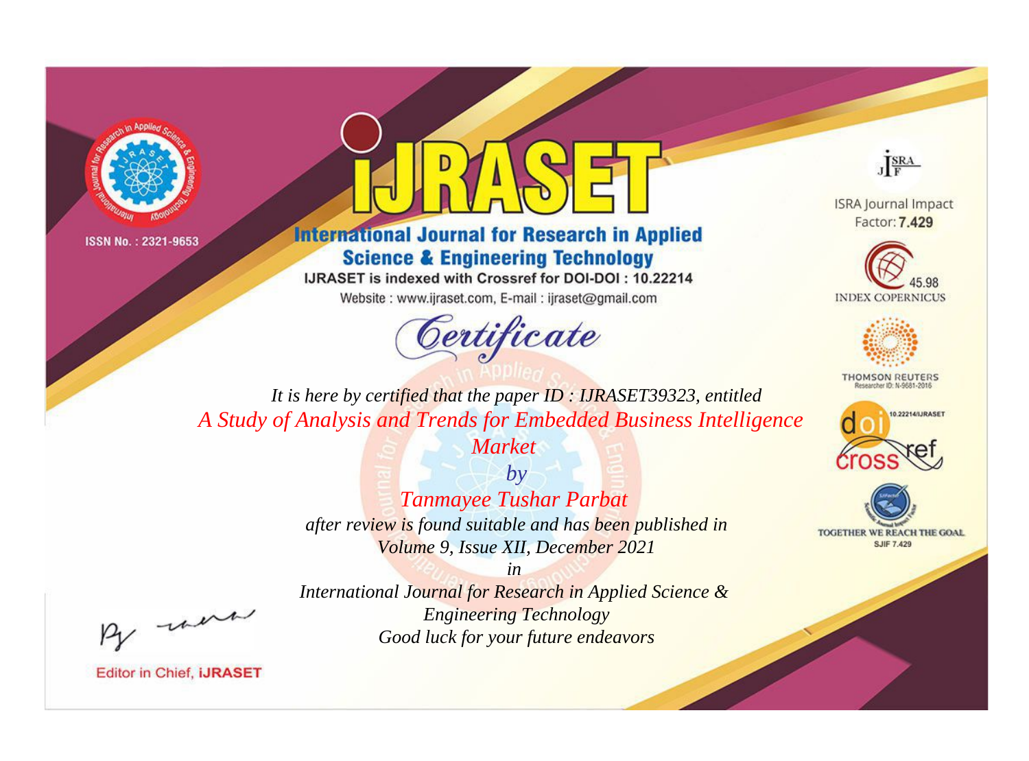ISSN No. : 2321-9653

# IJRASET

## International Journal for Research in Applied Science & Engineering Technology

IJRASET is indexed with Crossref for DOI-DOI : 10.22214

Website : www.ijraset.com, E-mail : ijraset@gmail.com

ISRA Journal Impact Factor: **7.429**

45.98 INDEX COPERNICUS

THOMSON REUTERS Researcher ID: N-9681-2016

10.22214/IJRASET

TOGETHER WE REACH THE GOAL SJIF 7.429

# *Certificate*

*It is here by certified that the paper ID : IJRASET39323, entitled*

*A Study of Analysis and Trends for Embedded Business Intelligence Market*

*by*

*Tanmayee Tushar Parbat*

*after review is found suitable and has been published in*

*Volume 9, Issue XII, December 2021*

*in*

*International Journal for Research in Applied Science & Engineering Technology*

*Good luck for your future endeavors*

Editor in Chief, **IJRASET**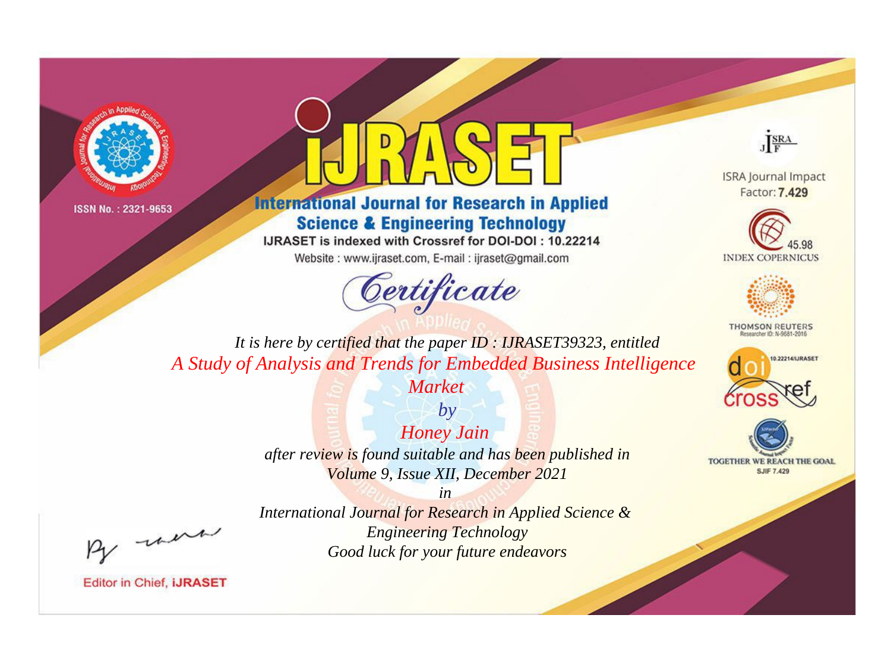ISSN No. : 2321-9653

# iJRASET

## International Journal for Research in Applied Science & Engineering Technology

IJRASET is indexed with Crossref for DOI-DOI : 10.22214

Website : www.ijraset.com, E-mail : ijraset@gmail.com

ISRA Journal Impact Factor: **7.429**

45.98 INDEX COPERNICUS

THOMSON REUTERS Researcher ID: N-9681-2016

10.22214/IJRASET

TOGETHER WE REACH THE GOAL SJIF 7.429

*Certificate*

*It is here by certified that the paper ID : IJRASET39323, entitled*

*A Study of Analysis and Trends for Embedded Business Intelligence Market*

*by*

*Honey Jain*

*after review is found suitable and has been published in*

*Volume 9, Issue XII, December 2021*

*in*

*International Journal for Research in Applied Science & Engineering Technology*

*Good luck for your future endeavors*

Editor in Chief, **iJRASET**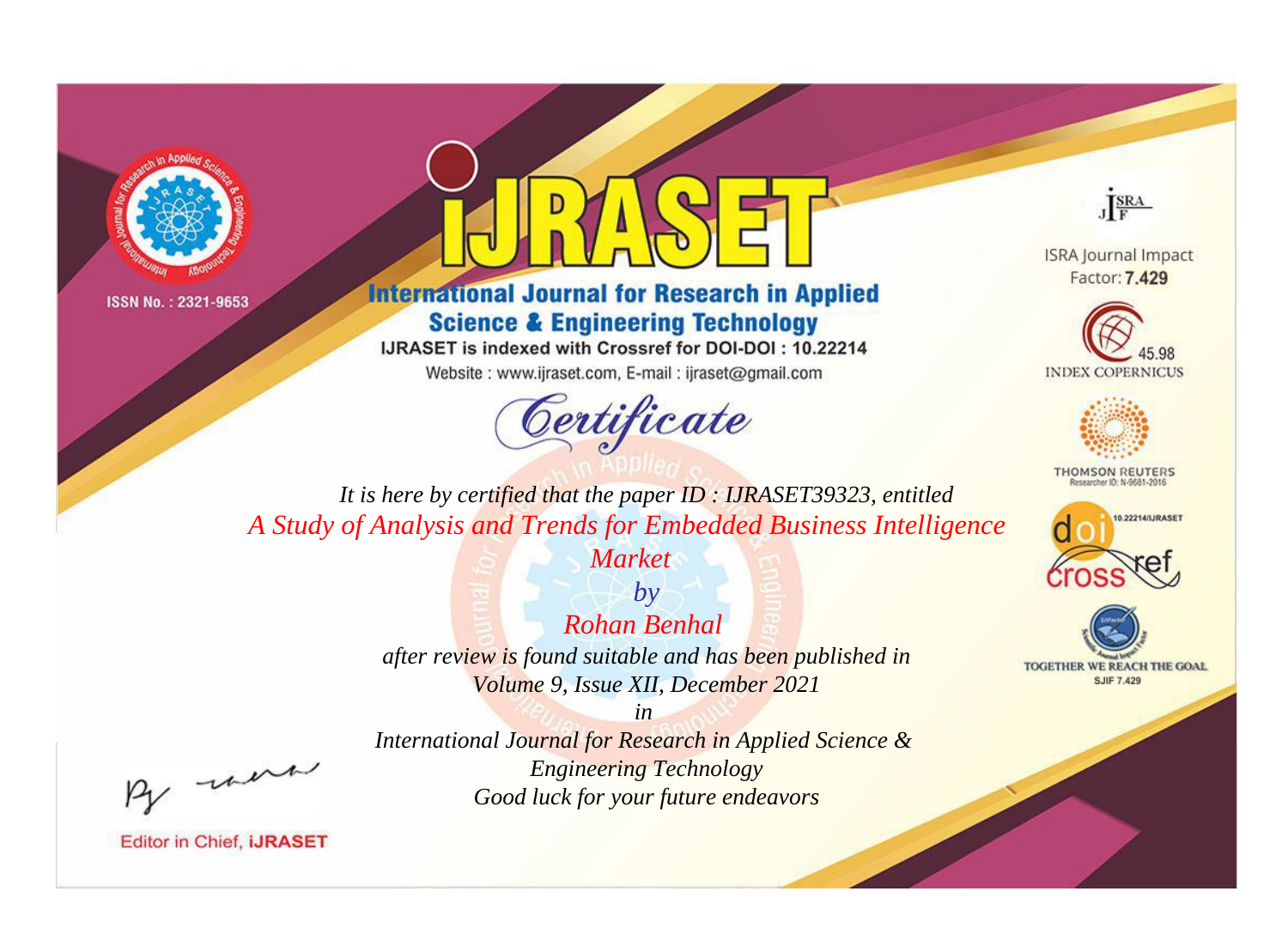ISSN No. : 2321-9653

# iJRASET

## International Journal for Research in Applied Science & Engineering Technology

IJRASET is indexed with Crossref for DOI-DOI : 10.22214

Website : www.ijraset.com, E-mail : ijraset@gmail.com

*Certificate*

*It is here by certified that the paper ID : IJRASET39323, entitled*

*A Study of Analysis and Trends for Embedded Business Intelligence Market*

*by*

*Rohan Benhal*

*after review is found suitable and has been published in*

*Volume 9, Issue XII, December 2021*

*in*

*International Journal for Research in Applied Science & Engineering Technology*

*Good luck for your future endeavors*

Editor in Chief, iJRASET

ISRA Journal Impact Factor: **7.429**

45.98 INDEX COPERNICUS

THOMSON REUTERS Researcher ID: N-9681-2016

10.22214/IJRASET

TOGETHER WE REACH THE GOAL SJIF 7.429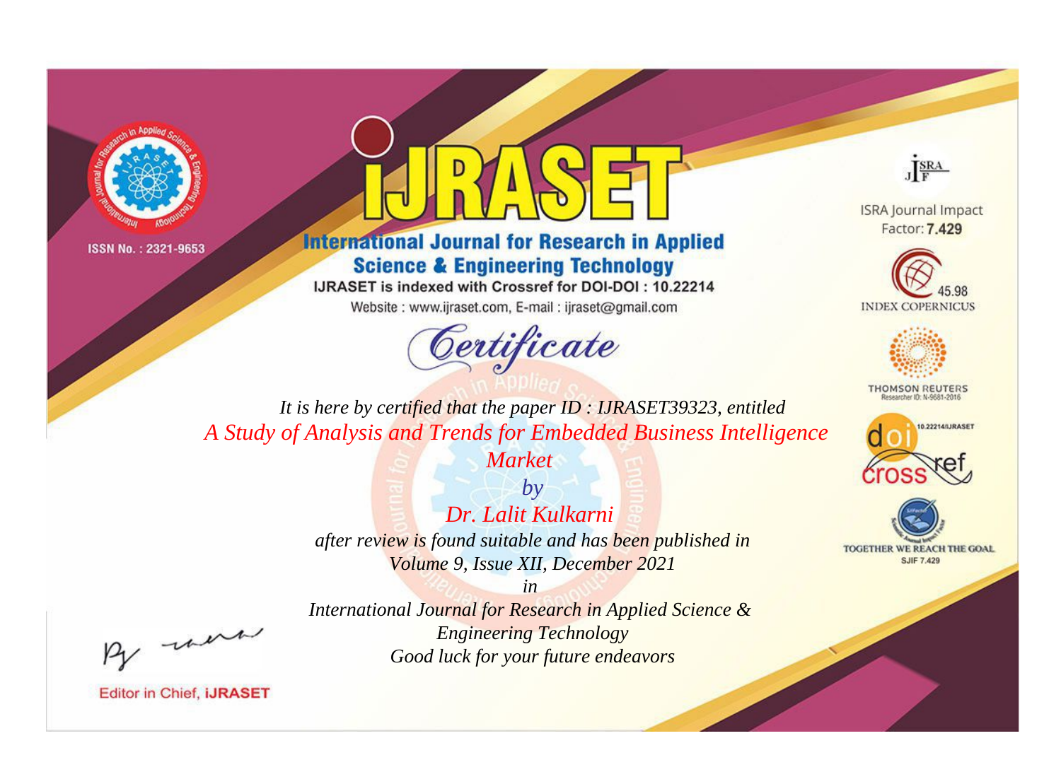ISSN No. : 2321-9653

# IJRASET

## International Journal for Research in Applied Science & Engineering Technology

IJRASET is indexed with Crossref for DOI-DOI : 10.22214

Website : www.ijraset.com, E-mail : ijraset@gmail.com

ISRA Journal Impact Factor: **7.429**

45.98 INDEX COPERNICUS

THOMSON REUTERS Researcher ID: N-9681-2016

10.22214/IJRASET

TOGETHER WE REACH THE GOAL SJIF 7.429

*Certificate*

*It is here by certified that the paper ID : IJRASET39323, entitled*

*A Study of Analysis and Trends for Embedded Business Intelligence Market*

*by*

*Dr. Lalit Kulkarni*

*after review is found suitable and has been published in*

*Volume 9, Issue XII, December 2021*

*in*

*International Journal for Research in Applied Science & Engineering Technology*

*Good luck for your future endeavors*

Editor in Chief, **iJRASET**